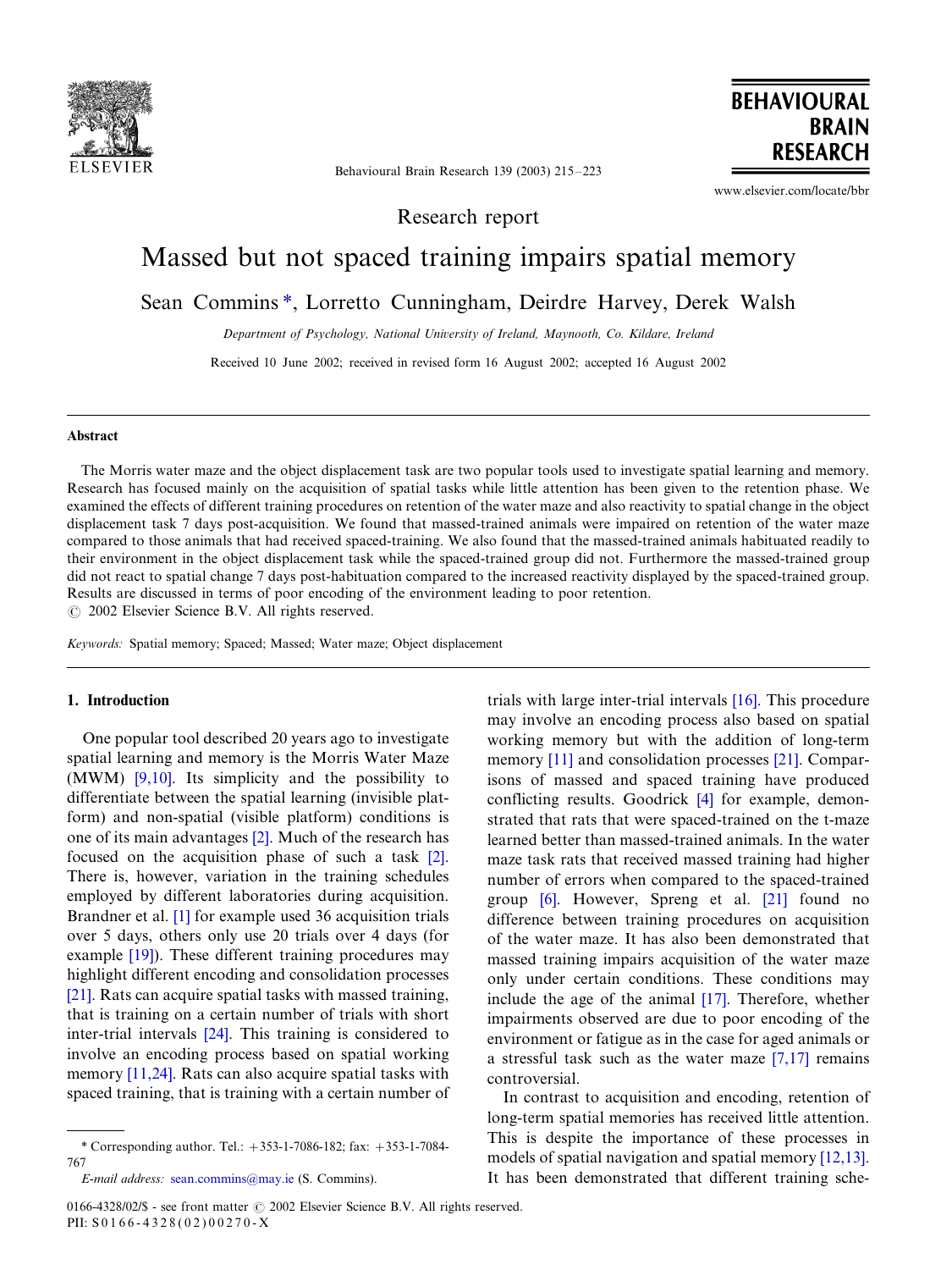Research report

# Massed but not spaced training impairs spatial memory

Sean Commins *, Lorretto Cunningham, Deirdre Harvey, Derek Walsh

*Department of Psychology, National University of Ireland, Maynooth, Co. Kildare, Ireland*

Received 10 June 2002; received in revised form 16 August 2002; accepted 16 August 2002

## Abstract

The Morris water maze and the object displacement task are two popular tools used to investigate spatial learning and memory. Research has focused mainly on the acquisition of spatial tasks while little attention has been given to the retention phase. We examined the effects of different training procedures on retention of the water maze and also reactivity to spatial change in the object displacement task 7 days post-acquisition. We found that massed-trained animals were impaired on retention of the water maze compared to those animals that had received spaced-training. We also found that the massed-trained animals habituated readily to their environment in the object displacement task while the spaced-trained group did not. Furthermore the massed-trained group did not react to spatial change 7 days post-habituation compared to the increased reactivity displayed by the spaced-trained group. Results are discussed in terms of poor encoding of the environment leading to poor retention.

© 2002 Elsevier Science B.V. All rights reserved.

*Keywords:* Spatial memory; Spaced; Massed; Water maze; Object displacement

## 1. Introduction

One popular tool described 20 years ago to investigate spatial learning and memory is the Morris Water Maze (MWM) [9,10]. Its simplicity and the possibility to differentiate between the spatial learning (invisible platform) and non-spatial (visible platform) conditions is one of its main advantages [2]. Much of the research has focused on the acquisition phase of such a task [2]. There is, however, variation in the training schedules employed by different laboratories during acquisition. Brandner et al. [1] for example used 36 acquisition trials over 5 days, others only use 20 trials over 4 days (for example [19]). These different training procedures may highlight different encoding and consolidation processes [21]. Rats can acquire spatial tasks with massed training, that is training on a certain number of trials with short inter-trial intervals [24]. This training is considered to involve an encoding process based on spatial working memory [11,24]. Rats can also acquire spatial tasks with spaced training, that is training with a certain number of trials with large inter-trial intervals [16]. This procedure may involve an encoding process also based on spatial working memory but with the addition of long-term memory [11] and consolidation processes [21]. Comparisons of massed and spaced training have produced conflicting results. Goodrick [4] for example, demonstrated that rats that were spaced-trained on the t-maze learned better than massed-trained animals. In the water maze task rats that received massed training had higher number of errors when compared to the spaced-trained group [6]. However, Spreng et al. [21] found no difference between training procedures on acquisition of the water maze. It has also been demonstrated that massed training impairs acquisition of the water maze only under certain conditions. These conditions may include the age of the animal [17]. Therefore, whether impairments observed are due to poor encoding of the environment or fatigue as in the case for aged animals or a stressful task such as the water maze [7,17] remains controversial.

In contrast to acquisition and encoding, retention of long-term spatial memories has received little attention. This is despite the importance of these processes in models of spatial navigation and spatial memory [12,13]. It has been demonstrated that different training sche-

* Corresponding author. Tel.: +353-1-7086-182; fax: +353-1-7084-767

*E-mail address:* sean.commins@may.ie (S. Commins).

0166-4328/02/$ - see front matter © 2002 Elsevier Science B.V. All rights reserved.
PII: S0166-4328(02)00270-X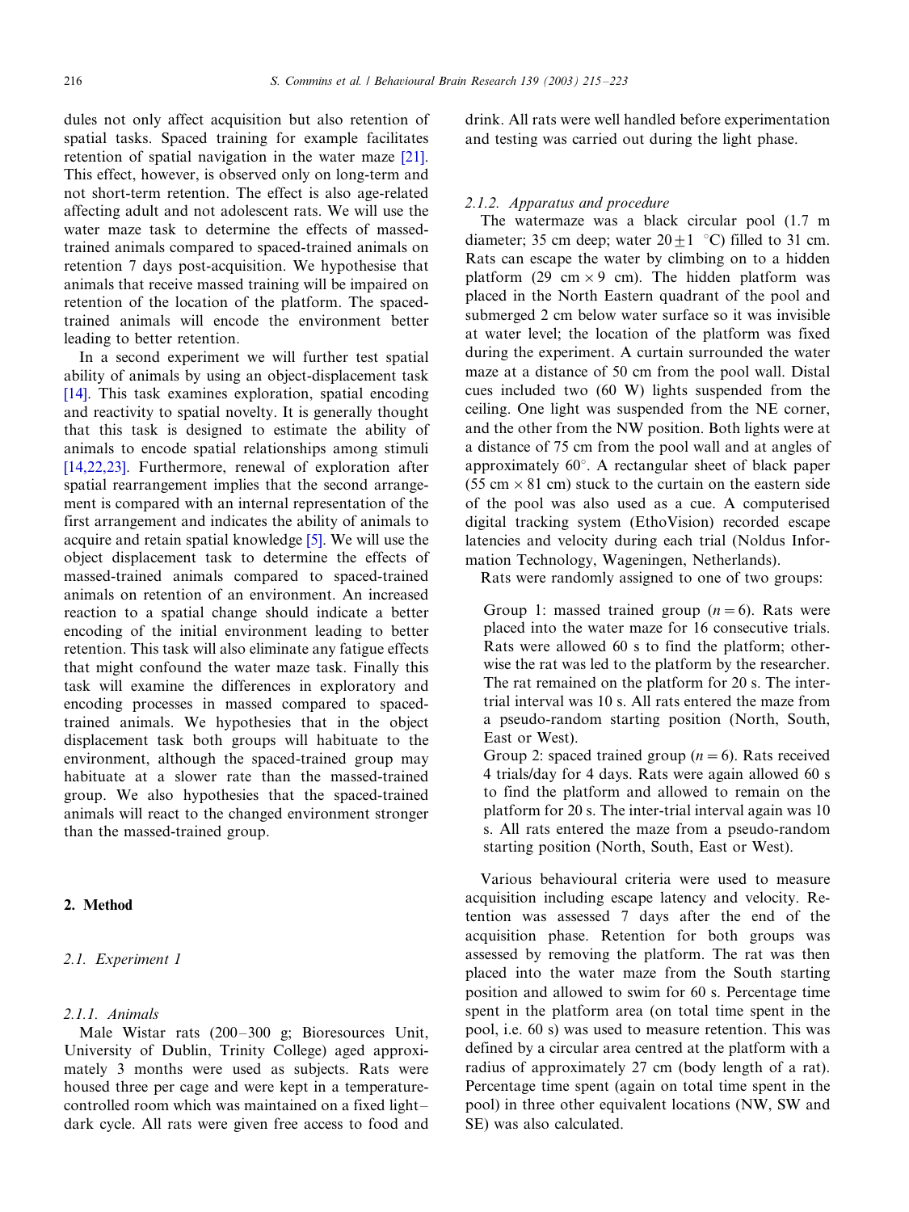dules not only affect acquisition but also retention of spatial tasks. Spaced training for example facilitates retention of spatial navigation in the water maze [21]. This effect, however, is observed only on long-term and not short-term retention. The effect is also age-related affecting adult and not adolescent rats. We will use the water maze task to determine the effects of massed-trained animals compared to spaced-trained animals on retention 7 days post-acquisition. We hypothesise that animals that receive massed training will be impaired on retention of the location of the platform. The spaced-trained animals will encode the environment better leading to better retention.

In a second experiment we will further test spatial ability of animals by using an object-displacement task [14]. This task examines exploration, spatial encoding and reactivity to spatial novelty. It is generally thought that this task is designed to estimate the ability of animals to encode spatial relationships among stimuli [14,22,23]. Furthermore, renewal of exploration after spatial rearrangement implies that the second arrangement is compared with an internal representation of the first arrangement and indicates the ability of animals to acquire and retain spatial knowledge [5]. We will use the object displacement task to determine the effects of massed-trained animals compared to spaced-trained animals on retention of an environment. An increased reaction to a spatial change should indicate a better encoding of the initial environment leading to better retention. This task will also eliminate any fatigue effects that might confound the water maze task. Finally this task will examine the differences in exploratory and encoding processes in massed compared to spaced-trained animals. We hypothesies that in the object displacement task both groups will habituate to the environment, although the spaced-trained group may habituate at a slower rate than the massed-trained group. We also hypothesies that the spaced-trained animals will react to the changed environment stronger than the massed-trained group.

## 2. Method

### 2.1. Experiment 1

#### 2.1.1. Animals

Male Wistar rats (200–300 g; Bioresources Unit, University of Dublin, Trinity College) aged approximately 3 months were used as subjects. Rats were housed three per cage and were kept in a temperature-controlled room which was maintained on a fixed light–dark cycle. All rats were given free access to food and drink. All rats were well handled before experimentation and testing was carried out during the light phase.

#### 2.1.2. Apparatus and procedure

The watermaze was a black circular pool (1.7 m diameter; 35 cm deep; water $20 \pm 1$ °C) filled to 31 cm. Rats can escape the water by climbing on to a hidden platform (29 cm × 9 cm). The hidden platform was placed in the North Eastern quadrant of the pool and submerged 2 cm below water surface so it was invisible at water level; the location of the platform was fixed during the experiment. A curtain surrounded the water maze at a distance of 50 cm from the pool wall. Distal cues included two (60 W) lights suspended from the ceiling. One light was suspended from the NE corner, and the other from the NW position. Both lights were at a distance of 75 cm from the pool wall and at angles of approximately 60°. A rectangular sheet of black paper (55 cm × 81 cm) stuck to the curtain on the eastern side of the pool was also used as a cue. A computerised digital tracking system (EthoVision) recorded escape latencies and velocity during each trial (Noldus Information Technology, Wageningen, Netherlands).

Rats were randomly assigned to one of two groups:

Group 1: massed trained group ($n = 6$). Rats were placed into the water maze for 16 consecutive trials. Rats were allowed 60 s to find the platform; otherwise the rat was led to the platform by the researcher. The rat remained on the platform for 20 s. The inter-trial interval was 10 s. All rats entered the maze from a pseudo-random starting position (North, South, East or West).

Group 2: spaced trained group ($n = 6$). Rats received 4 trials/day for 4 days. Rats were again allowed 60 s to find the platform and allowed to remain on the platform for 20 s. The inter-trial interval again was 10 s. All rats entered the maze from a pseudo-random starting position (North, South, East or West).

Various behavioural criteria were used to measure acquisition including escape latency and velocity. Retention was assessed 7 days after the end of the acquisition phase. Retention for both groups was assessed by removing the platform. The rat was then placed into the water maze from the South starting position and allowed to swim for 60 s. Percentage time spent in the platform area (on total time spent in the pool, i.e. 60 s) was used to measure retention. This was defined by a circular area centred at the platform with a radius of approximately 27 cm (body length of a rat). Percentage time spent (again on total time spent in the pool) in three other equivalent locations (NW, SW and SE) was also calculated.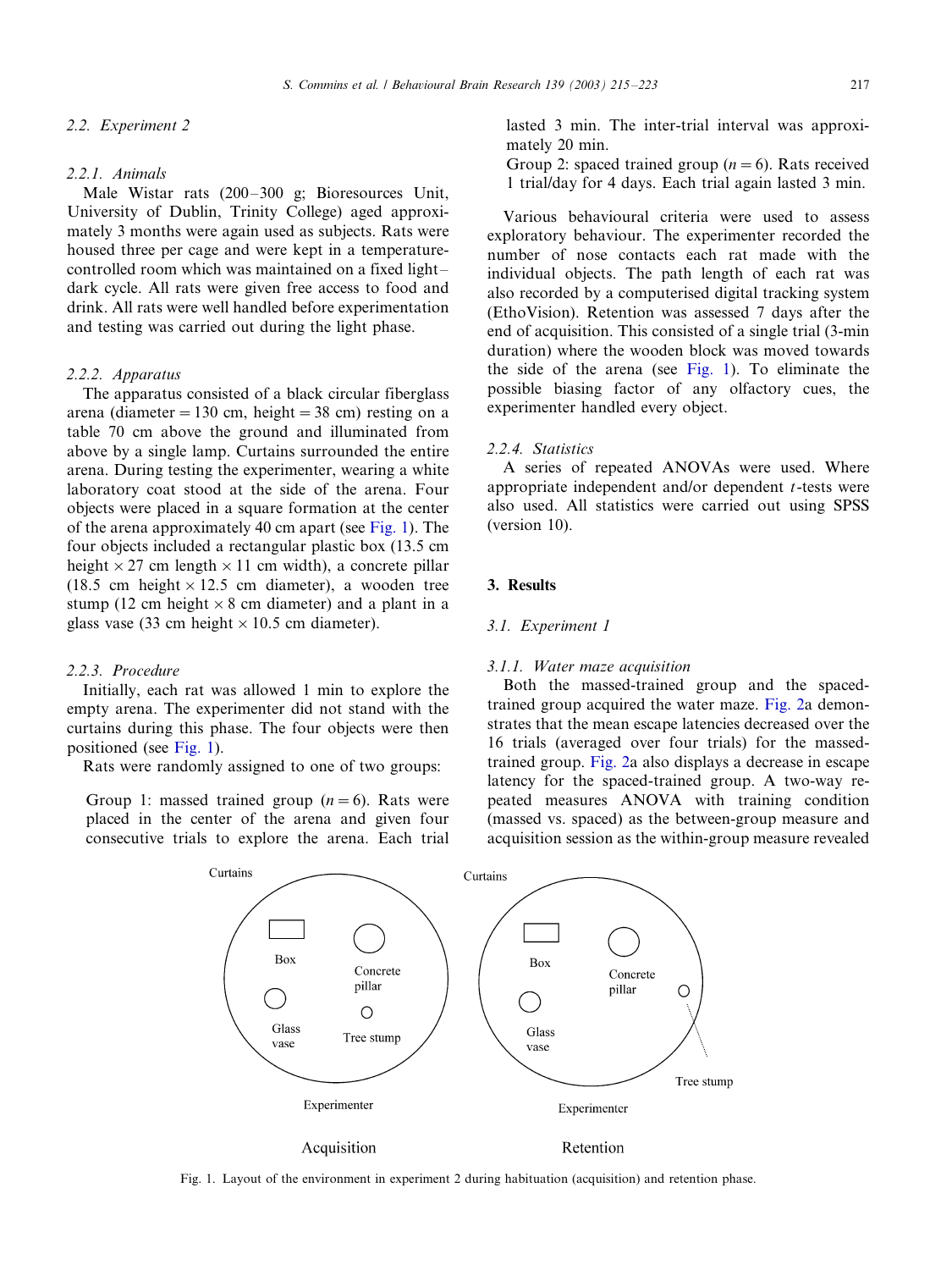### 2.2. Experiment 2

#### 2.2.1. Animals

Male Wistar rats (200–300 g; Bioresources Unit, University of Dublin, Trinity College) aged approximately 3 months were again used as subjects. Rats were housed three per cage and were kept in a temperature-controlled room which was maintained on a fixed light–dark cycle. All rats were given free access to food and drink. All rats were well handled before experimentation and testing was carried out during the light phase.

#### 2.2.2. Apparatus

The apparatus consisted of a black circular fiberglass arena (diameter = 130 cm, height = 38 cm) resting on a table 70 cm above the ground and illuminated from above by a single lamp. Curtains surrounded the entire arena. During testing the experimenter, wearing a white laboratory coat stood at the side of the arena. Four objects were placed in a square formation at the center of the arena approximately 40 cm apart (see Fig. 1). The four objects included a rectangular plastic box (13.5 cm height × 27 cm length × 11 cm width), a concrete pillar (18.5 cm height × 12.5 cm diameter), a wooden tree stump (12 cm height × 8 cm diameter) and a plant in a glass vase (33 cm height × 10.5 cm diameter).

#### 2.2.3. Procedure

Initially, each rat was allowed 1 min to explore the empty arena. The experimenter did not stand with the curtains during this phase. The four objects were then positioned (see Fig. 1).

Rats were randomly assigned to one of two groups:

Group 1: massed trained group ($n = 6$). Rats were placed in the center of the arena and given four consecutive trials to explore the arena. Each trial lasted 3 min. The inter-trial interval was approximately 20 min.

Group 2: spaced trained group ($n = 6$). Rats received 1 trial/day for 4 days. Each trial again lasted 3 min.

Various behavioural criteria were used to assess exploratory behaviour. The experimenter recorded the number of nose contacts each rat made with the individual objects. The path length of each rat was also recorded by a computerised digital tracking system (EthoVision). Retention was assessed 7 days after the end of acquisition. This consisted of a single trial (3-min duration) where the wooden block was moved towards the side of the arena (see Fig. 1). To eliminate the possible biasing factor of any olfactory cues, the experimenter handled every object.

#### 2.2.4. Statistics

A series of repeated ANOVAs were used. Where appropriate independent and/or dependent $t$-tests were also used. All statistics were carried out using SPSS (version 10).

## 3. Results

### 3.1. Experiment 1

#### 3.1.1. Water maze acquisition

Both the massed-trained group and the spaced-trained group acquired the water maze. Fig. 2a demonstrates that the mean escape latencies decreased over the 16 trials (averaged over four trials) for the massed-trained group. Fig. 2a also displays a decrease in escape latency for the spaced-trained group. A two-way repeated measures ANOVA with training condition (massed vs. spaced) as the between-group measure and acquisition session as the within-group measure revealed

Fig. 1. Layout of the environment in experiment 2 during habituation (acquisition) and retention phase.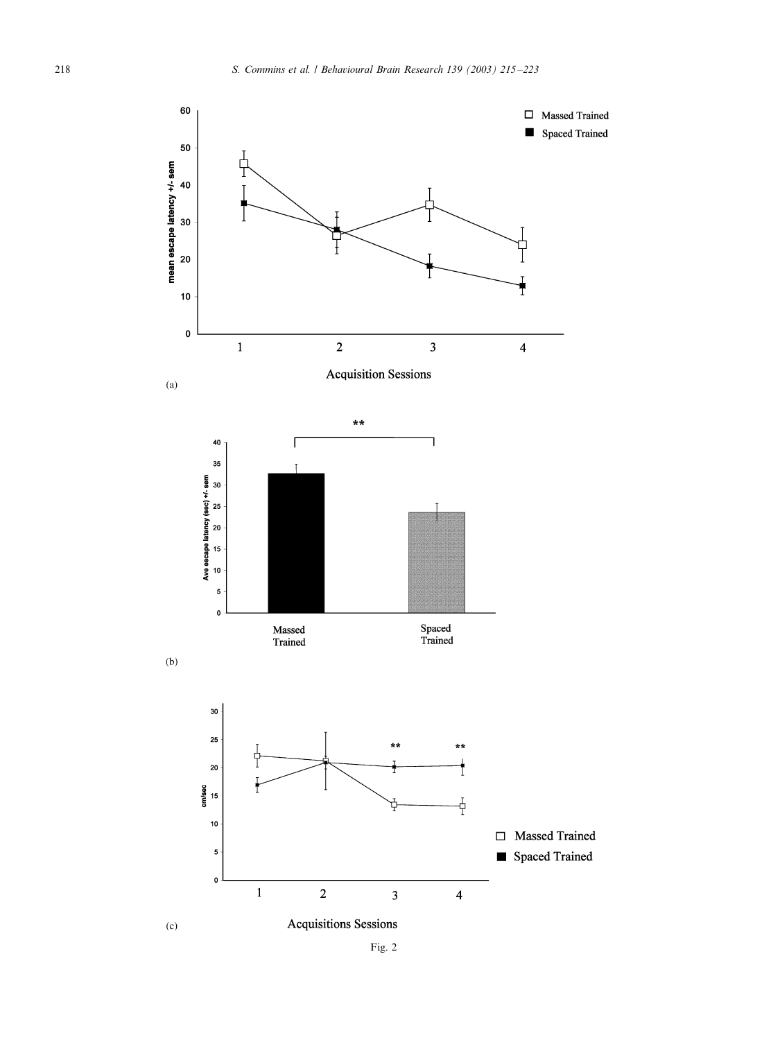Fig. 2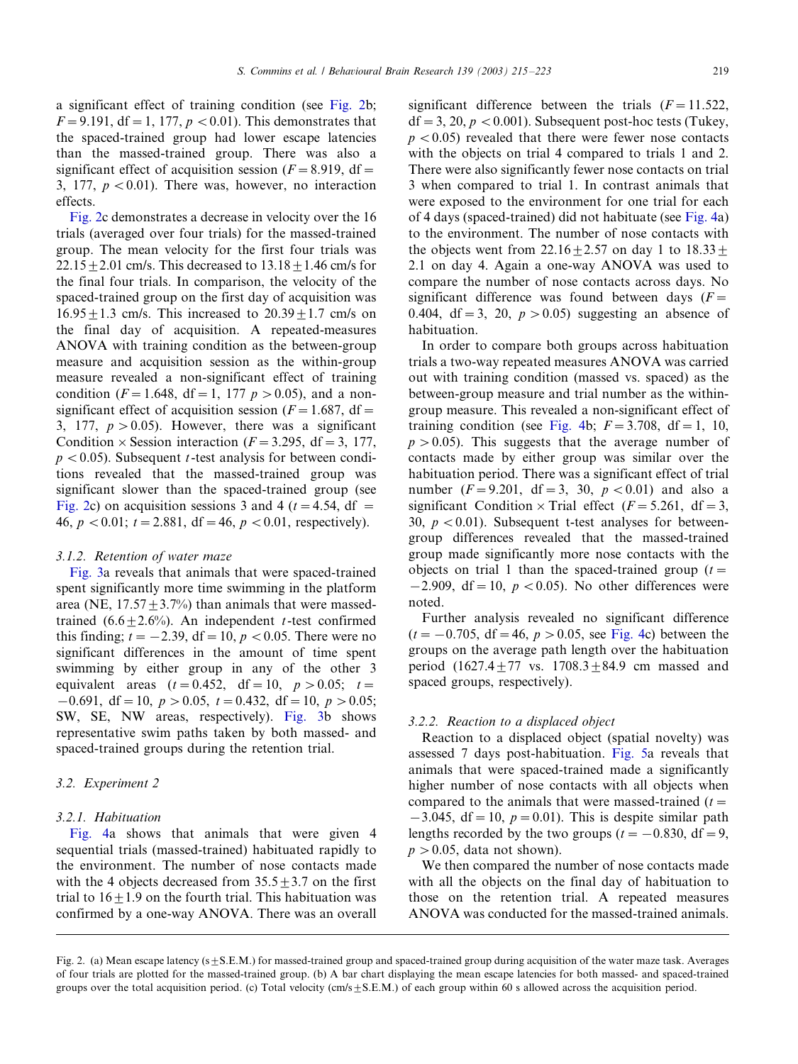a significant effect of training condition (see Fig. 2b; $F = 9.191$, df = 1, 177, $p < 0.01$). This demonstrates that the spaced-trained group had lower escape latencies than the massed-trained group. There was also a significant effect of acquisition session ($F = 8.919$, df = 3, 177, $p < 0.01$). There was, however, no interaction effects.

Fig. 2c demonstrates a decrease in velocity over the 16 trials (averaged over four trials) for the massed-trained group. The mean velocity for the first four trials was $22.15 \pm 2.01$ cm/s. This decreased to $13.18 \pm 1.46$ cm/s for the final four trials. In comparison, the velocity of the spaced-trained group on the first day of acquisition was $16.95 \pm 1.3$ cm/s. This increased to $20.39 \pm 1.7$ cm/s on the final day of acquisition. A repeated-measures ANOVA with training condition as the between-group measure and acquisition session as the within-group measure revealed a non-significant effect of training condition ($F = 1.648$, df = 1, 177 $p > 0.05$), and a non-significant effect of acquisition session ($F = 1.687$, df = 3, 177, $p > 0.05$). However, there was a significant Condition × Session interaction ($F = 3.295$, df = 3, 177, $p < 0.05$). Subsequent $t$-test analysis for between conditions revealed that the massed-trained group was significant slower than the spaced-trained group (see Fig. 2c) on acquisition sessions 3 and 4 ($t = 4.54$, df = 46, $p < 0.01$; $t = 2.881$, df = 46, $p < 0.01$, respectively).

#### 3.1.2. Retention of water maze

Fig. 3a reveals that animals that were spaced-trained spent significantly more time swimming in the platform area (NE, $17.57 \pm 3.7\%$) than animals that were massed-trained ($6.6 \pm 2.6\%$). An independent $t$-test confirmed this finding; $t = -2.39$, df = 10, $p < 0.05$. There were no significant differences in the amount of time spent swimming by either group in any of the other 3 equivalent areas ($t = 0.452$, df = 10, $p > 0.05$; $t = -0.691$, df = 10, $p > 0.05$, $t = 0.432$, df = 10, $p > 0.05$; SW, SE, NW areas, respectively). Fig. 3b shows representative swim paths taken by both massed- and spaced-trained groups during the retention trial.

### 3.2. Experiment 2

#### 3.2.1. Habituation

Fig. 4a shows that animals that were given 4 sequential trials (massed-trained) habituated rapidly to the environment. The number of nose contacts made with the 4 objects decreased from $35.5 \pm 3.7$ on the first trial to $16 \pm 1.9$ on the fourth trial. This habituation was confirmed by a one-way ANOVA. There was an overall significant difference between the trials ($F = 11.522$, df = 3, 20, $p < 0.001$). Subsequent post-hoc tests (Tukey, $p < 0.05$) revealed that there were fewer nose contacts with the objects on trial 4 compared to trials 1 and 2. There were also significantly fewer nose contacts on trial 3 when compared to trial 1. In contrast animals that were exposed to the environment for one trial for each of 4 days (spaced-trained) did not habituate (see Fig. 4a) to the environment. The number of nose contacts with the objects went from $22.16 \pm 2.57$ on day 1 to $18.33 \pm 2.1$ on day 4. Again a one-way ANOVA was used to compare the number of nose contacts across days. No significant difference was found between days ($F = 0.404$, df = 3, 20, $p > 0.05$) suggesting an absence of habituation.

In order to compare both groups across habituation trials a two-way repeated measures ANOVA was carried out with training condition (massed vs. spaced) as the between-group measure and trial number as the within-group measure. This revealed a non-significant effect of training condition (see Fig. 4b; $F = 3.708$, df = 1, 10, $p > 0.05$). This suggests that the average number of contacts made by either group was similar over the habituation period. There was a significant effect of trial number ($F = 9.201$, df = 3, 30, $p < 0.01$) and also a significant Condition × Trial effect ($F = 5.261$, df = 3, 30, $p < 0.01$). Subsequent t-test analyses for between-group differences revealed that the massed-trained group made significantly more nose contacts with the objects on trial 1 than the spaced-trained group ($t = -2.909$, df = 10, $p < 0.05$). No other differences were noted.

Further analysis revealed no significant difference ($t = -0.705$, df = 46, $p > 0.05$, see Fig. 4c) between the groups on the average path length over the habituation period ($1627.4 \pm 77$ vs. $1708.3 \pm 84.9$ cm massed and spaced groups, respectively).

#### 3.2.2. Reaction to a displaced object

Reaction to a displaced object (spatial novelty) was assessed 7 days post-habituation. Fig. 5a reveals that animals that were spaced-trained made a significantly higher number of nose contacts with all objects when compared to the animals that were massed-trained ($t = -3.045$, df = 10, $p = 0.01$). This is despite similar path lengths recorded by the two groups ($t = -0.830$, df = 9, $p > 0.05$, data not shown).

We then compared the number of nose contacts made with all the objects on the final day of habituation to those on the retention trial. A repeated measures ANOVA was conducted for the massed-trained animals.

Fig. 2. (a) Mean escape latency (s ± S.E.M.) for massed-trained group and spaced-trained group during acquisition of the water maze task. Averages of four trials are plotted for the massed-trained group. (b) A bar chart displaying the mean escape latencies for both massed- and spaced-trained groups over the total acquisition period. (c) Total velocity (cm/s ± S.E.M.) of each group within 60 s allowed across the acquisition period.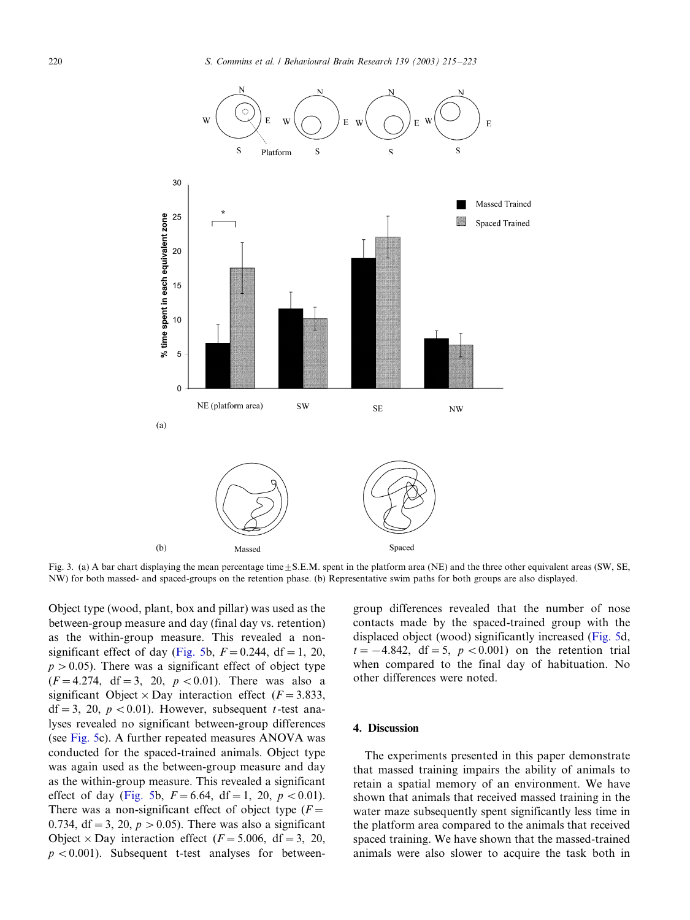Fig. 3. (a) A bar chart displaying the mean percentage time ± S.E.M. spent in the platform area (NE) and the three other equivalent areas (SW, SE, NW) for both massed- and spaced-groups on the retention phase. (b) Representative swim paths for both groups are also displayed.

Object type (wood, plant, box and pillar) was used as the between-group measure and day (final day vs. retention) as the within-group measure. This revealed a non-significant effect of day (Fig. 5b, $F = 0.244$, df = 1, 20, $p > 0.05$). There was a significant effect of object type ($F = 4.274$, df = 3, 20, $p < 0.01$). There was also a significant Object × Day interaction effect ($F = 3.833$, df = 3, 20, $p < 0.01$). However, subsequent $t$-test analyses revealed no significant between-group differences (see Fig. 5c). A further repeated measures ANOVA was conducted for the spaced-trained animals. Object type was again used as the between-group measure and day as the within-group measure. This revealed a significant effect of day (Fig. 5b, $F = 6.64$, df = 1, 20, $p < 0.01$). There was a non-significant effect of object type ($F = 0.734$, df = 3, 20, $p > 0.05$). There was also a significant Object × Day interaction effect ($F = 5.006$, df = 3, 20, $p < 0.001$). Subsequent t-test analyses for between-group differences revealed that the number of nose contacts made by the spaced-trained group with the displaced object (wood) significantly increased (Fig. 5d, $t = -4.842$, df = 5, $p < 0.001$) on the retention trial when compared to the final day of habituation. No other differences were noted.

## 4. Discussion

The experiments presented in this paper demonstrate that massed training impairs the ability of animals to retain a spatial memory of an environment. We have shown that animals that received massed training in the water maze subsequently spent significantly less time in the platform area compared to the animals that received spaced training. We have shown that the massed-trained animals were also slower to acquire the task both in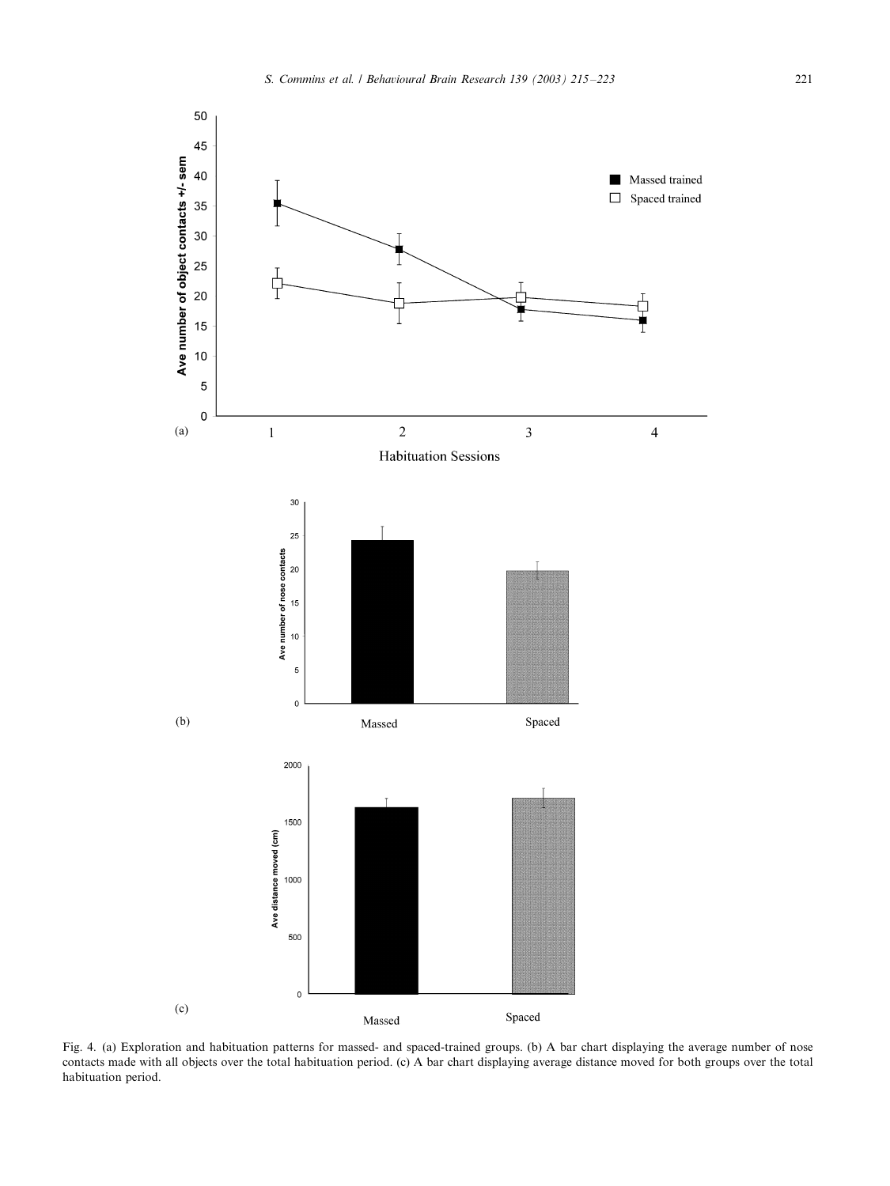Fig. 4. (a) Exploration and habituation patterns for massed- and spaced-trained groups. (b) A bar chart displaying the average number of nose contacts made with all objects over the total habituation period. (c) A bar chart displaying average distance moved for both groups over the total habituation period.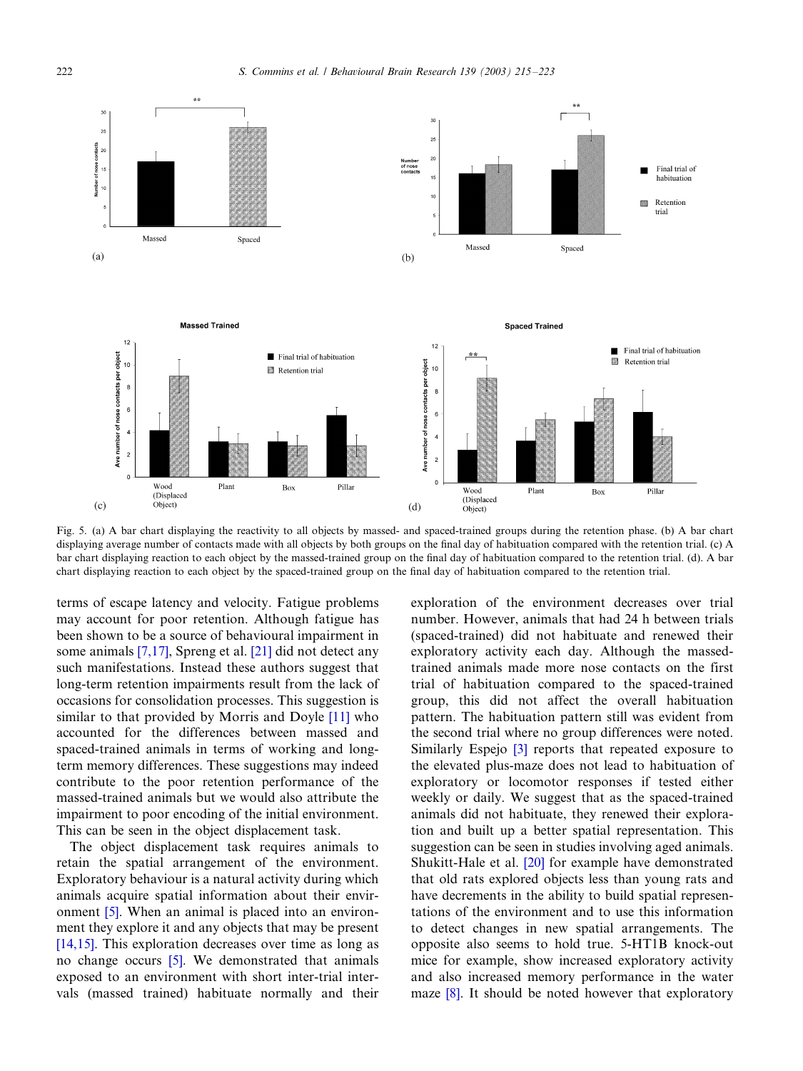Fig. 5. (a) A bar chart displaying the reactivity to all objects by massed- and spaced-trained groups during the retention phase. (b) A bar chart displaying average number of contacts made with all objects by both groups on the final day of habituation compared with the retention trial. (c) A bar chart displaying reaction to each object by the massed-trained group on the final day of habituation compared to the retention trial. (d). A bar chart displaying reaction to each object by the spaced-trained group on the final day of habituation compared to the retention trial.

terms of escape latency and velocity. Fatigue problems may account for poor retention. Although fatigue has been shown to be a source of behavioural impairment in some animals [7,17], Spreng et al. [21] did not detect any such manifestations. Instead these authors suggest that long-term retention impairments result from the lack of occasions for consolidation processes. This suggestion is similar to that provided by Morris and Doyle [11] who accounted for the differences between massed and spaced-trained animals in terms of working and long-term memory differences. These suggestions may indeed contribute to the poor retention performance of the massed-trained animals but we would also attribute the impairment to poor encoding of the initial environment. This can be seen in the object displacement task.

The object displacement task requires animals to retain the spatial arrangement of the environment. Exploratory behaviour is a natural activity during which animals acquire spatial information about their environment [5]. When an animal is placed into an environment they explore it and any objects that may be present [14,15]. This exploration decreases over time as long as no change occurs [5]. We demonstrated that animals exposed to an environment with short inter-trial intervals (massed trained) habituate normally and their exploration of the environment decreases over trial number. However, animals that had 24 h between trials (spaced-trained) did not habituate and renewed their exploratory activity each day. Although the massed-trained animals made more nose contacts on the first trial of habituation compared to the spaced-trained group, this did not affect the overall habituation pattern. The habituation pattern still was evident from the second trial where no group differences were noted. Similarly Espejo [3] reports that repeated exposure to the elevated plus-maze does not lead to habituation of exploratory or locomotor responses if tested either weekly or daily. We suggest that as the spaced-trained animals did not habituate, they renewed their exploration and built up a better spatial representation. This suggestion can be seen in studies involving aged animals. Shukitt-Hale et al. [20] for example have demonstrated that old rats explored objects less than young rats and have decrements in the ability to build spatial representations of the environment and to use this information to detect changes in new spatial arrangements. The opposite also seems to hold true. 5-HT1B knock-out mice for example, show increased exploratory activity and also increased memory performance in the water maze [8]. It should be noted however that exploratory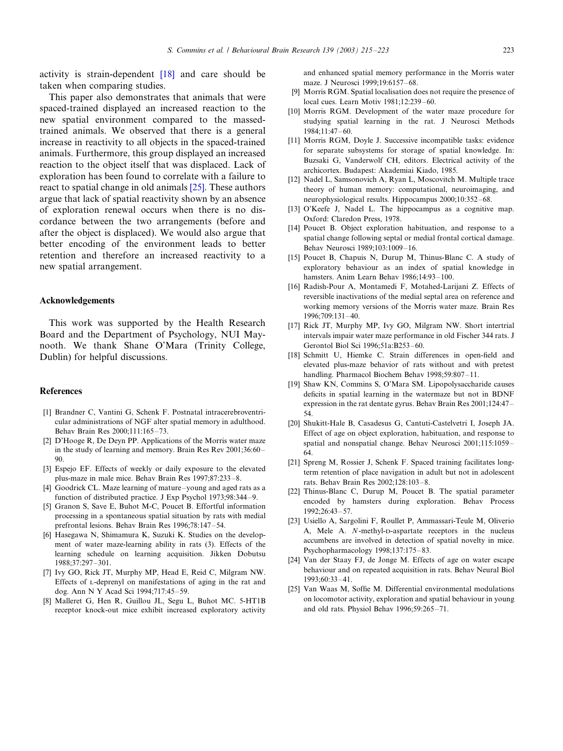activity is strain-dependent [18] and care should be taken when comparing studies.

This paper also demonstrates that animals that were spaced-trained displayed an increased reaction to the new spatial environment compared to the massed-trained animals. We observed that there is a general increase in reactivity to all objects in the spaced-trained animals. Furthermore, this group displayed an increased reaction to the object itself that was displaced. Lack of exploration has been found to correlate with a failure to react to spatial change in old animals [25]. These authors argue that lack of spatial reactivity shown by an absence of exploration renewal occurs when there is no discordance between the two arrangements (before and after the object is displaced). We would also argue that better encoding of the environment leads to better retention and therefore an increased reactivity to a new spatial arrangement.

## Acknowledgements

This work was supported by the Health Research Board and the Department of Psychology, NUI Maynooth. We thank Shane O'Mara (Trinity College, Dublin) for helpful discussions.

## References

[1] Brandner C, Vantini G, Schenk F. Postnatal intracerebroventricular administrations of NGF alter spatial memory in adulthood. Behav Brain Res 2000;111:165–73.

[2] D'Hooge R, De Deyn PP. Applications of the Morris water maze in the study of learning and memory. Brain Res Rev 2001;36:60–90.

[3] Espejo EF. Effects of weekly or daily exposure to the elevated plus-maze in male mice. Behav Brain Res 1997;87:233–8.

[4] Goodrick CL. Maze learning of mature–young and aged rats as a function of distributed practice. J Exp Psychol 1973;98:344–9.

[5] Granon S, Save E, Buhot M-C, Poucet B. Effortful information processing in a spontaneous spatial situation by rats with medial prefrontal lesions. Behav Brain Res 1996;78:147–54.

[6] Hasegawa N, Shimamura K, Suzuki K. Studies on the development of water maze-learning ability in rats (3). Effects of the learning schedule on learning acquisition. Jikken Dobutsu 1988;37:297–301.

[7] Ivy GO, Rick JT, Murphy MP, Head E, Reid C, Milgram NW. Effects of L-deprenyl on manifestations of aging in the rat and dog. Ann N Y Acad Sci 1994;717:45–59.

[8] Malleret G, Hen R, Guillou JL, Segu L, Buhot MC. 5-HT1B receptor knock-out mice exhibit increased exploratory activity and enhanced spatial memory performance in the Morris water maze. J Neurosci 1999;19:6157–68.

[9] Morris RGM. Spatial localisation does not require the presence of local cues. Learn Motiv 1981;12:239–60.

[10] Morris RGM. Development of the water maze procedure for studying spatial learning in the rat. J Neurosci Methods 1984;11:47–60.

[11] Morris RGM, Doyle J. Successive incompatible tasks: evidence for separate subsystems for storage of spatial knowledge. In: Buzsaki G, Vanderwolf CH, editors. Electrical activity of the archicortex. Budapest: Akademiai Kiado, 1985.

[12] Nadel L, Samsonovich A, Ryan L, Moscovitch M. Multiple trace theory of human memory: computational, neuroimaging, and neurophysiological results. Hippocampus 2000;10:352–68.

[13] O'Keefe J, Nadel L. The hippocampus as a cognitive map. Oxford: Claredon Press, 1978.

[14] Poucet B. Object exploration habituation, and response to a spatial change following septal or medial frontal cortical damage. Behav Neurosci 1989;103:1009–16.

[15] Poucet B, Chapuis N, Durup M, Thinus-Blanc C. A study of exploratory behaviour as an index of spatial knowledge in hamsters. Anim Learn Behav 1986;14:93–100.

[16] Radish-Pour A, Montamedi F, Motahed-Larijani Z. Effects of reversible inactivations of the medial septal area on reference and working memory versions of the Morris water maze. Brain Res 1996;709:131–40.

[17] Rick JT, Murphy MP, Ivy GO, Milgram NW. Short intertrial intervals impair water maze performance in old Fischer 344 rats. J Gerontol Biol Sci 1996;51a:B253–60.

[18] Schmitt U, Hiemke C. Strain differences in open-field and elevated plus-maze behavior of rats without and with pretest handling. Pharmacol Biochem Behav 1998;59:807–11.

[19] Shaw KN, Commins S, O'Mara SM. Lipopolysaccharide causes deficits in spatial learning in the watermaze but not in BDNF expression in the rat dentate gyrus. Behav Brain Res 2001;124:47–54.

[20] Shukitt-Hale B, Casadesus G, Cantuti-Castelvetri I, Joseph JA. Effect of age on object exploration, habituation, and response to spatial and nonspatial change. Behav Neurosci 2001;115:1059–64.

[21] Spreng M, Rossier J, Schenk F. Spaced training facilitates long-term retention of place navigation in adult but not in adolescent rats. Behav Brain Res 2002;128:103–8.

[22] Thinus-Blanc C, Durup M, Poucet B. The spatial parameter encoded by hamsters during exploration. Behav Process 1992;26:43–57.

[23] Usiello A, Sargolini F, Roullet P, Ammassari-Teule M, Oliverio A, Mele A. N-methyl-D-aspartate receptors in the nucleus accumbens are involved in detection of spatial novelty in mice. Psychopharmacology 1998;137:175–83.

[24] Van der Staay FJ, de Jonge M. Effects of age on water escape behaviour and on repeated acquisition in rats. Behav Neural Biol 1993;60:33–41.

[25] Van Waas M, Soffie M. Differential environmental modulations on locomotor activity, exploration and spatial behaviour in young and old rats. Physiol Behav 1996;59:265–71.